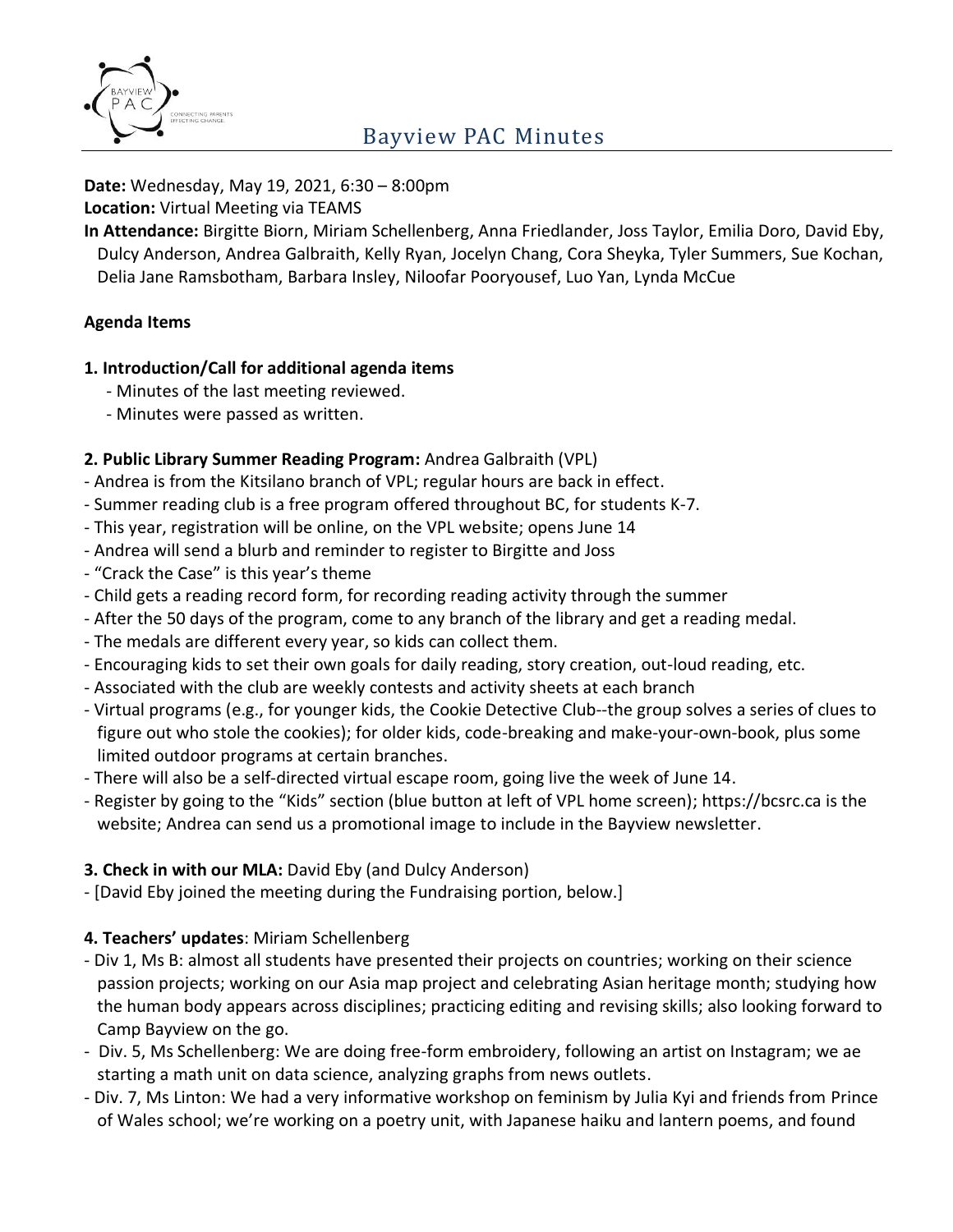# Bayview PAC Minutes

**Date:** Wednesday, May 19, 2021, 6:30 – 8:00pm

**Location:** Virtual Meeting via TEAMS

**In Attendance:** Birgitte Biorn, Miriam Schellenberg, Anna Friedlander, Joss Taylor, Emilia Doro, David Eby, Dulcy Anderson, Andrea Galbraith, Kelly Ryan, Jocelyn Chang, Cora Sheyka, Tyler Summers, Sue Kochan, Delia Jane Ramsbotham, Barbara Insley, Niloofar Pooryousef, Luo Yan, Lynda McCue

## Agenda Items

**1. Introduction/Call for additional agenda items**

- Minutes of the last meeting reviewed.
- Minutes were passed as written.

**2. Public Library Summer Reading Program:** Andrea Galbraith (VPL)

- Andrea is from the Kitsilano branch of VPL; regular hours are back in effect.
- Summer reading club is a free program offered throughout BC, for students K-7.
- This year, registration will be online, on the VPL website; opens June 14
- Andrea will send a blurb and reminder to register to Birgitte and Joss
- "Crack the Case" is this year's theme
- Child gets a reading record form, for recording reading activity through the summer
- After the 50 days of the program, come to any branch of the library and get a reading medal.
- The medals are different every year, so kids can collect them.
- Encouraging kids to set their own goals for daily reading, story creation, out-loud reading, etc.
- Associated with the club are weekly contests and activity sheets at each branch
- Virtual programs (e.g., for younger kids, the Cookie Detective Club--the group solves a series of clues to figure out who stole the cookies); for older kids, code-breaking and make-your-own-book, plus some limited outdoor programs at certain branches.
- There will also be a self-directed virtual escape room, going live the week of June 14.
- Register by going to the "Kids" section (blue button at left of VPL home screen); https://bcsrc.ca is the website; Andrea can send us a promotional image to include in the Bayview newsletter.

**3. Check in with our MLA:** David Eby (and Dulcy Anderson)

- [David Eby joined the meeting during the Fundraising portion, below.]

**4. Teachers' updates**: Miriam Schellenberg

- Div 1, Ms B: almost all students have presented their projects on countries; working on their science passion projects; working on our Asia map project and celebrating Asian heritage month; studying how the human body appears across disciplines; practicing editing and revising skills; also looking forward to Camp Bayview on the go.
- Div. 5, Ms Schellenberg: We are doing free-form embroidery, following an artist on Instagram; we ae starting a math unit on data science, analyzing graphs from news outlets.
- Div. 7, Ms Linton: We had a very informative workshop on feminism by Julia Kyi and friends from Prince of Wales school; we're working on a poetry unit, with Japanese haiku and lantern poems, and found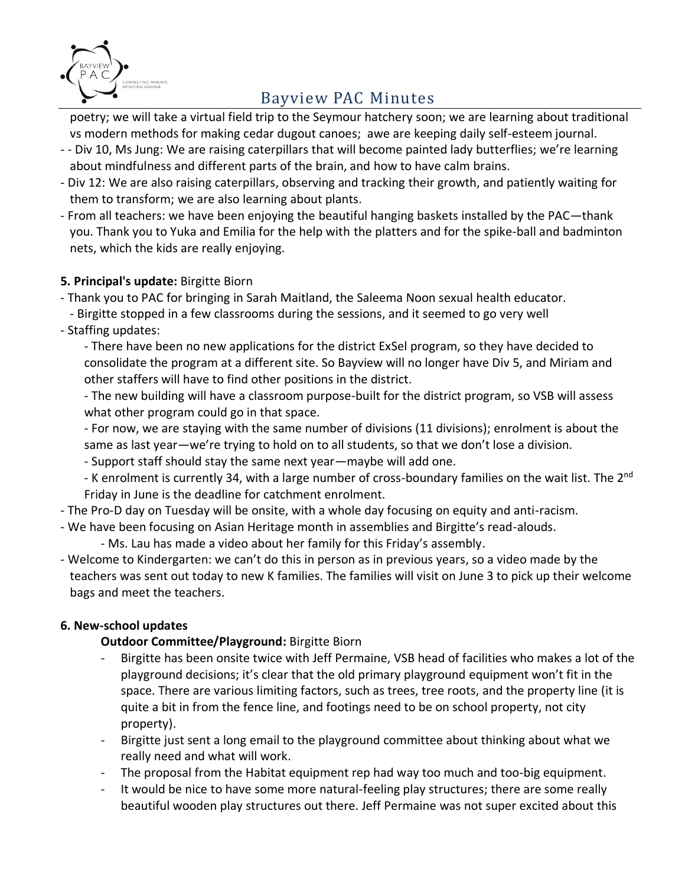poetry; we will take a virtual field trip to the Seymour hatchery soon; we are learning about traditional vs modern methods for making cedar dugout canoes;  awe are keeping daily self-esteem journal.

- - Div 10, Ms Jung: We are raising caterpillars that will become painted lady butterflies; we're learning about mindfulness and different parts of the brain, and how to have calm brains.
- Div 12: We are also raising caterpillars, observing and tracking their growth, and patiently waiting for them to transform; we are also learning about plants.
- From all teachers: we have been enjoying the beautiful hanging baskets installed by the PAC—thank you. Thank you to Yuka and Emilia for the help with the platters and for the spike-ball and badminton nets, which the kids are really enjoying.

**5. Principal's update:** Birgitte Biorn

- Thank you to PAC for bringing in Sarah Maitland, the Saleema Noon sexual health educator.
  - Birgitte stopped in a few classrooms during the sessions, and it seemed to go very well
- Staffing updates:
  - There have been no new applications for the district ExSel program, so they have decided to consolidate the program at a different site. So Bayview will no longer have Div 5, and Miriam and other staffers will have to find other positions in the district.
  - The new building will have a classroom purpose-built for the district program, so VSB will assess what other program could go in that space.
  - For now, we are staying with the same number of divisions (11 divisions); enrolment is about the same as last year—we're trying to hold on to all students, so that we don't lose a division.
  - Support staff should stay the same next year—maybe will add one.
  - K enrolment is currently 34, with a large number of cross-boundary families on the wait list. The 2nd Friday in June is the deadline for catchment enrolment.
- The Pro-D day on Tuesday will be onsite, with a whole day focusing on equity and anti-racism.
- We have been focusing on Asian Heritage month in assemblies and Birgitte's read-alouds.
  - Ms. Lau has made a video about her family for this Friday's assembly.
- Welcome to Kindergarten: we can't do this in person as in previous years, so a video made by the teachers was sent out today to new K families. The families will visit on June 3 to pick up their welcome bags and meet the teachers.

**6. New-school updates**

**Outdoor Committee/Playground:** Birgitte Biorn

- Birgitte has been onsite twice with Jeff Permaine, VSB head of facilities who makes a lot of the playground decisions; it's clear that the old primary playground equipment won't fit in the space. There are various limiting factors, such as trees, tree roots, and the property line (it is quite a bit in from the fence line, and footings need to be on school property, not city property).
- Birgitte just sent a long email to the playground committee about thinking about what we really need and what will work.
- The proposal from the Habitat equipment rep had way too much and too-big equipment.
- It would be nice to have some more natural-feeling play structures; there are some really beautiful wooden play structures out there. Jeff Permaine was not super excited about this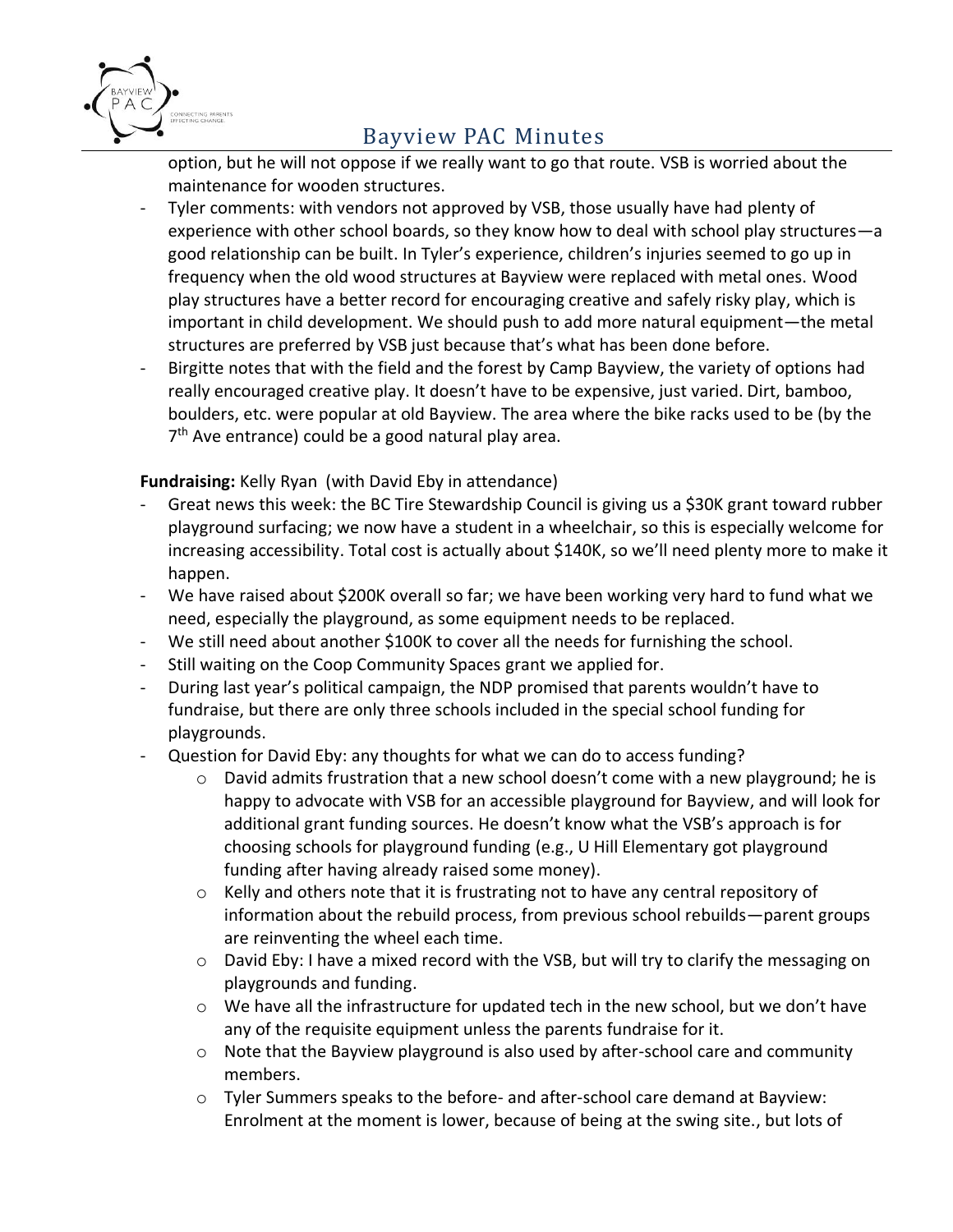option, but he will not oppose if we really want to go that route. VSB is worried about the maintenance for wooden structures.

- Tyler comments: with vendors not approved by VSB, those usually have had plenty of experience with other school boards, so they know how to deal with school play structures—a good relationship can be built. In Tyler's experience, children's injuries seemed to go up in frequency when the old wood structures at Bayview were replaced with metal ones. Wood play structures have a better record for encouraging creative and safely risky play, which is important in child development. We should push to add more natural equipment—the metal structures are preferred by VSB just because that's what has been done before.
- Birgitte notes that with the field and the forest by Camp Bayview, the variety of options had really encouraged creative play. It doesn't have to be expensive, just varied. Dirt, bamboo, boulders, etc. were popular at old Bayview. The area where the bike racks used to be (by the 7th Ave entrance) could be a good natural play area.

**Fundraising:** Kelly Ryan (with David Eby in attendance)

- Great news this week: the BC Tire Stewardship Council is giving us a $30K grant toward rubber playground surfacing; we now have a student in a wheelchair, so this is especially welcome for increasing accessibility. Total cost is actually about $140K, so we'll need plenty more to make it happen.
- We have raised about $200K overall so far; we have been working very hard to fund what we need, especially the playground, as some equipment needs to be replaced.
- We still need about another $100K to cover all the needs for furnishing the school.
- Still waiting on the Coop Community Spaces grant we applied for.
- During last year's political campaign, the NDP promised that parents wouldn't have to fundraise, but there are only three schools included in the special school funding for playgrounds.
- Question for David Eby: any thoughts for what we can do to access funding?
  - David admits frustration that a new school doesn't come with a new playground; he is happy to advocate with VSB for an accessible playground for Bayview, and will look for additional grant funding sources. He doesn't know what the VSB's approach is for choosing schools for playground funding (e.g., U Hill Elementary got playground funding after having already raised some money).
  - Kelly and others note that it is frustrating not to have any central repository of information about the rebuild process, from previous school rebuilds—parent groups are reinventing the wheel each time.
  - David Eby: I have a mixed record with the VSB, but will try to clarify the messaging on playgrounds and funding.
  - We have all the infrastructure for updated tech in the new school, but we don't have any of the requisite equipment unless the parents fundraise for it.
  - Note that the Bayview playground is also used by after-school care and community members.
  - Tyler Summers speaks to the before- and after-school care demand at Bayview: Enrolment at the moment is lower, because of being at the swing site., but lots of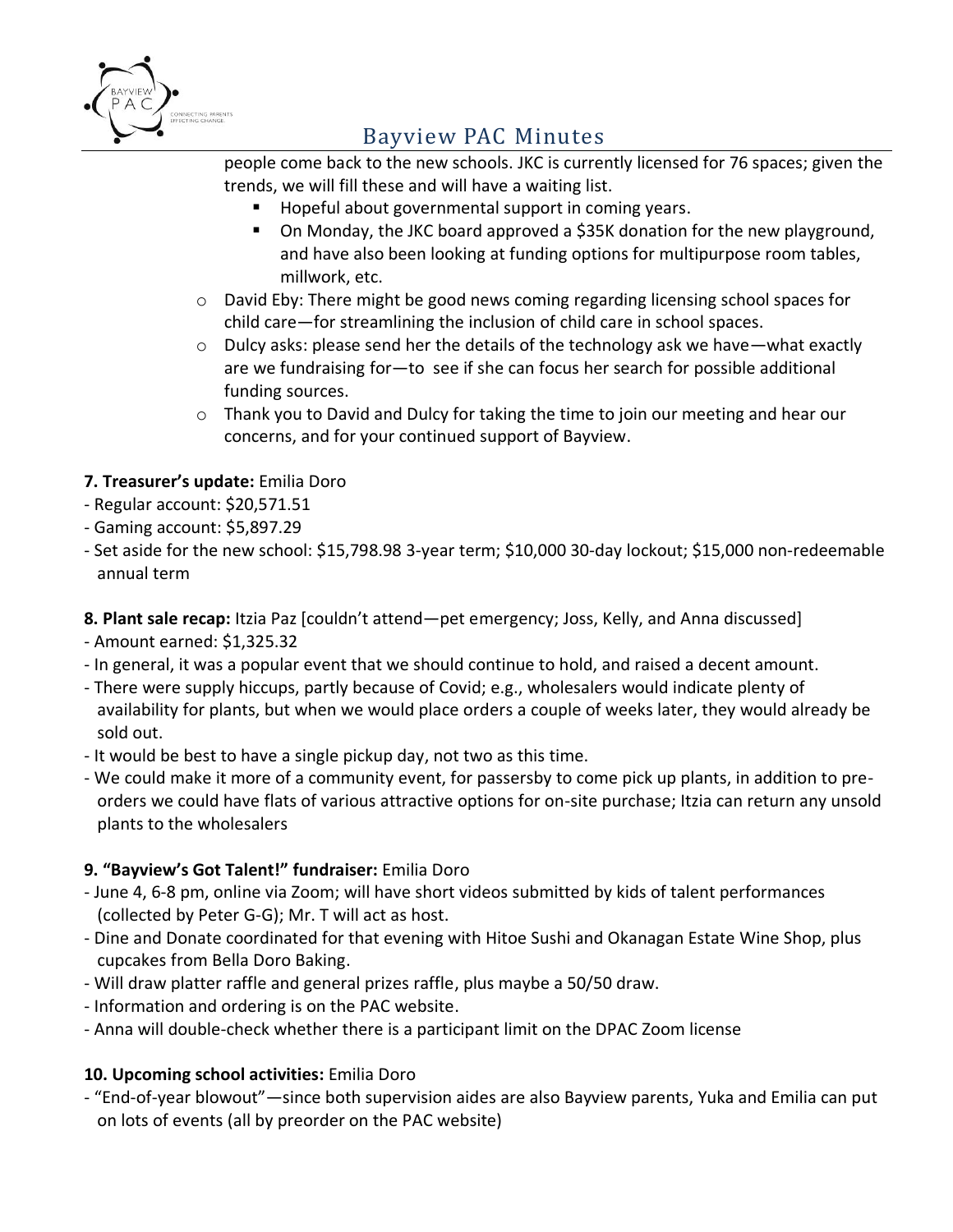people come back to the new schools. JKC is currently licensed for 76 spaces; given the trends, we will fill these and will have a waiting list.

  - Hopeful about governmental support in coming years.
  - On Monday, the JKC board approved a $35K donation for the new playground, and have also been looking at funding options for multipurpose room tables, millwork, etc.

- David Eby: There might be good news coming regarding licensing school spaces for child care—for streamlining the inclusion of child care in school spaces.
- Dulcy asks: please send her the details of the technology ask we have—what exactly are we fundraising for—to see if she can focus her search for possible additional funding sources.
- Thank you to David and Dulcy for taking the time to join our meeting and hear our concerns, and for your continued support of Bayview.

**7. Treasurer's update:** Emilia Doro

- Regular account: $20,571.51
- Gaming account: $5,897.29
- Set aside for the new school: $15,798.98 3-year term; $10,000 30-day lockout; $15,000 non-redeemable annual term

**8. Plant sale recap:** Itzia Paz [couldn't attend—pet emergency; Joss, Kelly, and Anna discussed]

- Amount earned: $1,325.32
- In general, it was a popular event that we should continue to hold, and raised a decent amount.
- There were supply hiccups, partly because of Covid; e.g., wholesalers would indicate plenty of availability for plants, but when we would place orders a couple of weeks later, they would already be sold out.
- It would be best to have a single pickup day, not two as this time.
- We could make it more of a community event, for passersby to come pick up plants, in addition to pre-orders we could have flats of various attractive options for on-site purchase; Itzia can return any unsold plants to the wholesalers

**9. "Bayview's Got Talent!" fundraiser:** Emilia Doro

- June 4, 6-8 pm, online via Zoom; will have short videos submitted by kids of talent performances (collected by Peter G-G); Mr. T will act as host.
- Dine and Donate coordinated for that evening with Hitoe Sushi and Okanagan Estate Wine Shop, plus cupcakes from Bella Doro Baking.
- Will draw platter raffle and general prizes raffle, plus maybe a 50/50 draw.
- Information and ordering is on the PAC website.
- Anna will double-check whether there is a participant limit on the DPAC Zoom license

**10. Upcoming school activities:** Emilia Doro

- "End-of-year blowout"—since both supervision aides are also Bayview parents, Yuka and Emilia can put on lots of events (all by preorder on the PAC website)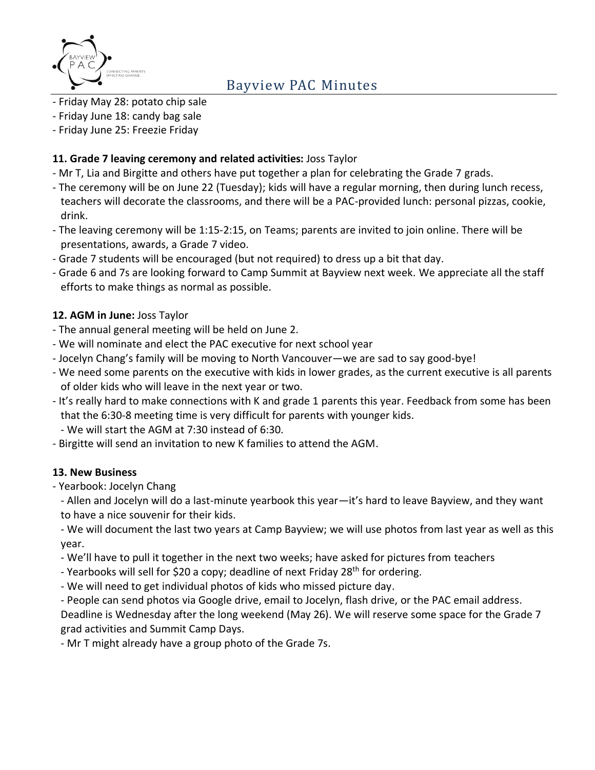- Friday May 28: potato chip sale
- Friday June 18: candy bag sale
- Friday June 25: Freezie Friday

**11. Grade 7 leaving ceremony and related activities:** Joss Taylor

- Mr T, Lia and Birgitte and others have put together a plan for celebrating the Grade 7 grads.
- The ceremony will be on June 22 (Tuesday); kids will have a regular morning, then during lunch recess, teachers will decorate the classrooms, and there will be a PAC-provided lunch: personal pizzas, cookie, drink.
- The leaving ceremony will be 1:15-2:15, on Teams; parents are invited to join online. There will be presentations, awards, a Grade 7 video.
- Grade 7 students will be encouraged (but not required) to dress up a bit that day.
- Grade 6 and 7s are looking forward to Camp Summit at Bayview next week. We appreciate all the staff efforts to make things as normal as possible.

**12. AGM in June:** Joss Taylor

- The annual general meeting will be held on June 2.
- We will nominate and elect the PAC executive for next school year
- Jocelyn Chang's family will be moving to North Vancouver—we are sad to say good-bye!
- We need some parents on the executive with kids in lower grades, as the current executive is all parents of older kids who will leave in the next year or two.
- It's really hard to make connections with K and grade 1 parents this year. Feedback from some has been that the 6:30-8 meeting time is very difficult for parents with younger kids.
  - We will start the AGM at 7:30 instead of 6:30.
- Birgitte will send an invitation to new K families to attend the AGM.

**13. New Business**

- Yearbook: Jocelyn Chang
  - Allen and Jocelyn will do a last-minute yearbook this year—it's hard to leave Bayview, and they want to have a nice souvenir for their kids.
  - We will document the last two years at Camp Bayview; we will use photos from last year as well as this year.
  - We'll have to pull it together in the next two weeks; have asked for pictures from teachers
  - Yearbooks will sell for $20 a copy; deadline of next Friday 28th for ordering.
  - We will need to get individual photos of kids who missed picture day.
  - People can send photos via Google drive, email to Jocelyn, flash drive, or the PAC email address. Deadline is Wednesday after the long weekend (May 26). We will reserve some space for the Grade 7 grad activities and Summit Camp Days.
  - Mr T might already have a group photo of the Grade 7s.